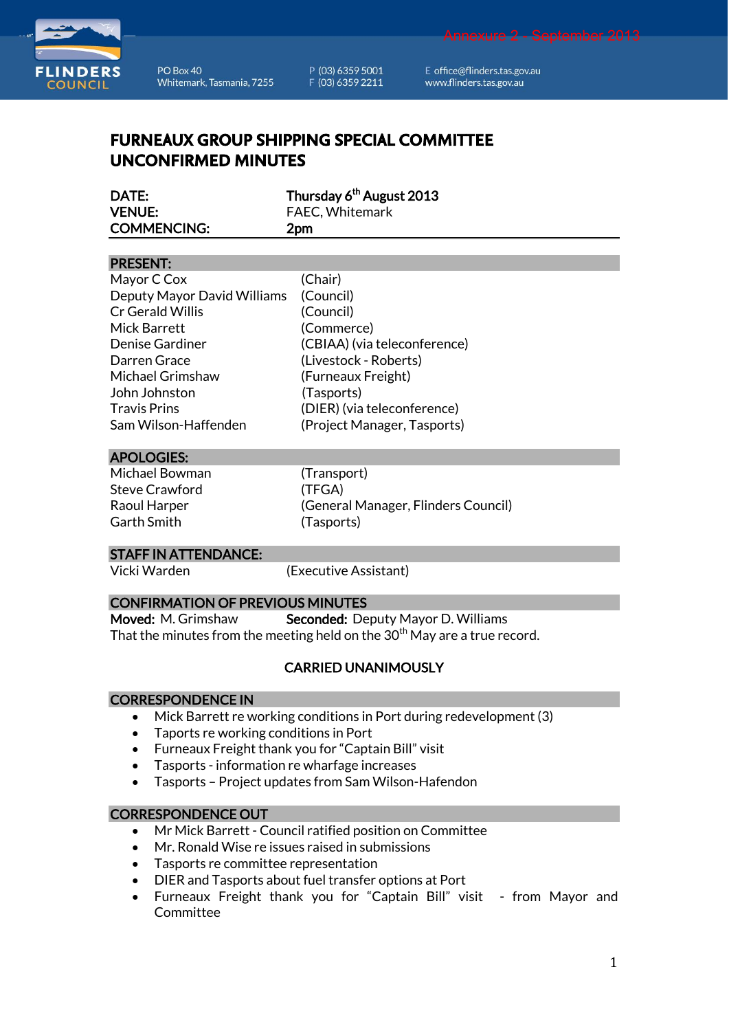Annexure 2 - September 2013

PO Box 40
Whitemark, Tasmania, 7255

P (03) 6359 5001
F (03) 6359 2211

E office@flinders.tas.gov.au
www.flinders.tas.gov.au

# FURNEAUX GROUP SHIPPING SPECIAL COMMITTEE UNCONFIRMED MINUTES

| | |
|---|---|
| **DATE:** | **Thursday 6th August 2013** |
| **VENUE:** | FAEC, Whitemark |
| **COMMENCING:** | **2pm** |

## PRESENT:

| | |
|---|---|
| Mayor C Cox | (Chair) |
| Deputy Mayor David Williams | (Council) |
| Cr Gerald Willis | (Council) |
| Mick Barrett | (Commerce) |
| Denise Gardiner | (CBIAA) (via teleconference) |
| Darren Grace | (Livestock - Roberts) |
| Michael Grimshaw | (Furneaux Freight) |
| John Johnston | (Tasports) |
| Travis Prins | (DIER) (via teleconference) |
| Sam Wilson-Haffenden | (Project Manager, Tasports) |

## APOLOGIES:

| | |
|---|---|
| Michael Bowman | (Transport) |
| Steve Crawford | (TFGA) |
| Raoul Harper | (General Manager, Flinders Council) |
| Garth Smith | (Tasports) |

## STAFF IN ATTENDANCE:

| | |
|---|---|
| Vicki Warden | (Executive Assistant) |

## CONFIRMATION OF PREVIOUS MINUTES

**Moved:** M. Grimshaw **Seconded:** Deputy Mayor D. Williams

That the minutes from the meeting held on the 30th May are a true record.

**CARRIED UNANIMOUSLY**

## CORRESPONDENCE IN

- Mick Barrett re working conditions in Port during redevelopment (3)
- Taports re working conditions in Port
- Furneaux Freight thank you for "Captain Bill" visit
- Tasports - information re wharfage increases
- Tasports – Project updates from Sam Wilson-Hafendon

## CORRESPONDENCE OUT

- Mr Mick Barrett - Council ratified position on Committee
- Mr. Ronald Wise re issues raised in submissions
- Tasports re committee representation
- DIER and Tasports about fuel transfer options at Port
- Furneaux Freight thank you for "Captain Bill" visit - from Mayor and Committee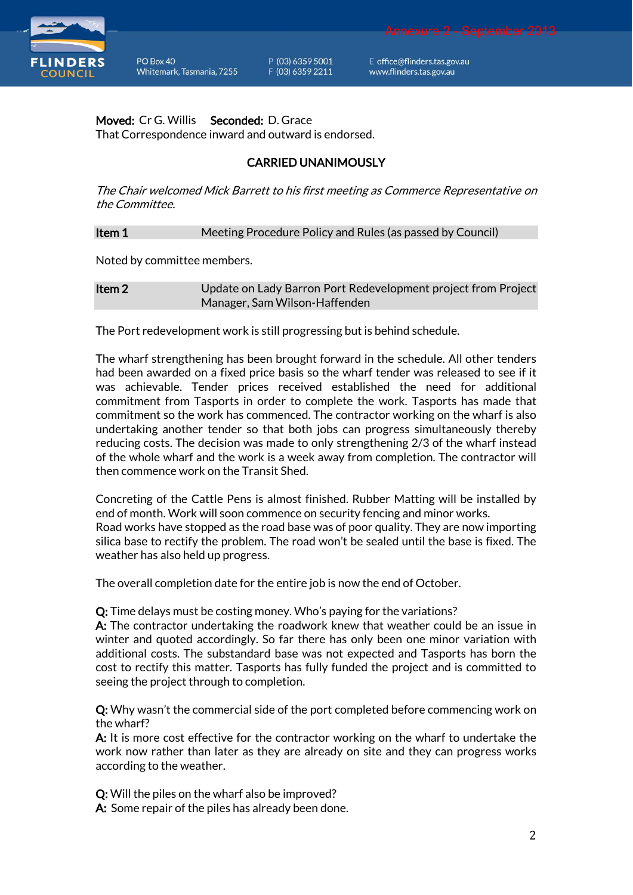**Moved:** Cr G. Willis **Seconded:** D. Grace
That Correspondence inward and outward is endorsed.

**CARRIED UNANIMOUSLY**

*The Chair welcomed Mick Barrett to his first meeting as Commerce Representative on the Committee.*

| **Item 1** | Meeting Procedure Policy and Rules (as passed by Council) |
|---|---|

Noted by committee members.

| **Item 2** | Update on Lady Barron Port Redevelopment project from Project Manager, Sam Wilson-Haffenden |
|---|---|

The Port redevelopment work is still progressing but is behind schedule.

The wharf strengthening has been brought forward in the schedule. All other tenders had been awarded on a fixed price basis so the wharf tender was released to see if it was achievable. Tender prices received established the need for additional commitment from Tasports in order to complete the work. Tasports has made that commitment so the work has commenced. The contractor working on the wharf is also undertaking another tender so that both jobs can progress simultaneously thereby reducing costs. The decision was made to only strengthening 2/3 of the wharf instead of the whole wharf and the work is a week away from completion. The contractor will then commence work on the Transit Shed.

Concreting of the Cattle Pens is almost finished. Rubber Matting will be installed by end of month. Work will soon commence on security fencing and minor works.
Road works have stopped as the road base was of poor quality. They are now importing silica base to rectify the problem. The road won't be sealed until the base is fixed. The weather has also held up progress.

The overall completion date for the entire job is now the end of October.

**Q:** Time delays must be costing money. Who's paying for the variations?
**A:** The contractor undertaking the roadwork knew that weather could be an issue in winter and quoted accordingly. So far there has only been one minor variation with additional costs. The substandard base was not expected and Tasports has born the cost to rectify this matter. Tasports has fully funded the project and is committed to seeing the project through to completion.

**Q:** Why wasn't the commercial side of the port completed before commencing work on the wharf?
**A:** It is more cost effective for the contractor working on the wharf to undertake the work now rather than later as they are already on site and they can progress works according to the weather.

**Q:** Will the piles on the wharf also be improved?
**A:** Some repair of the piles has already been done.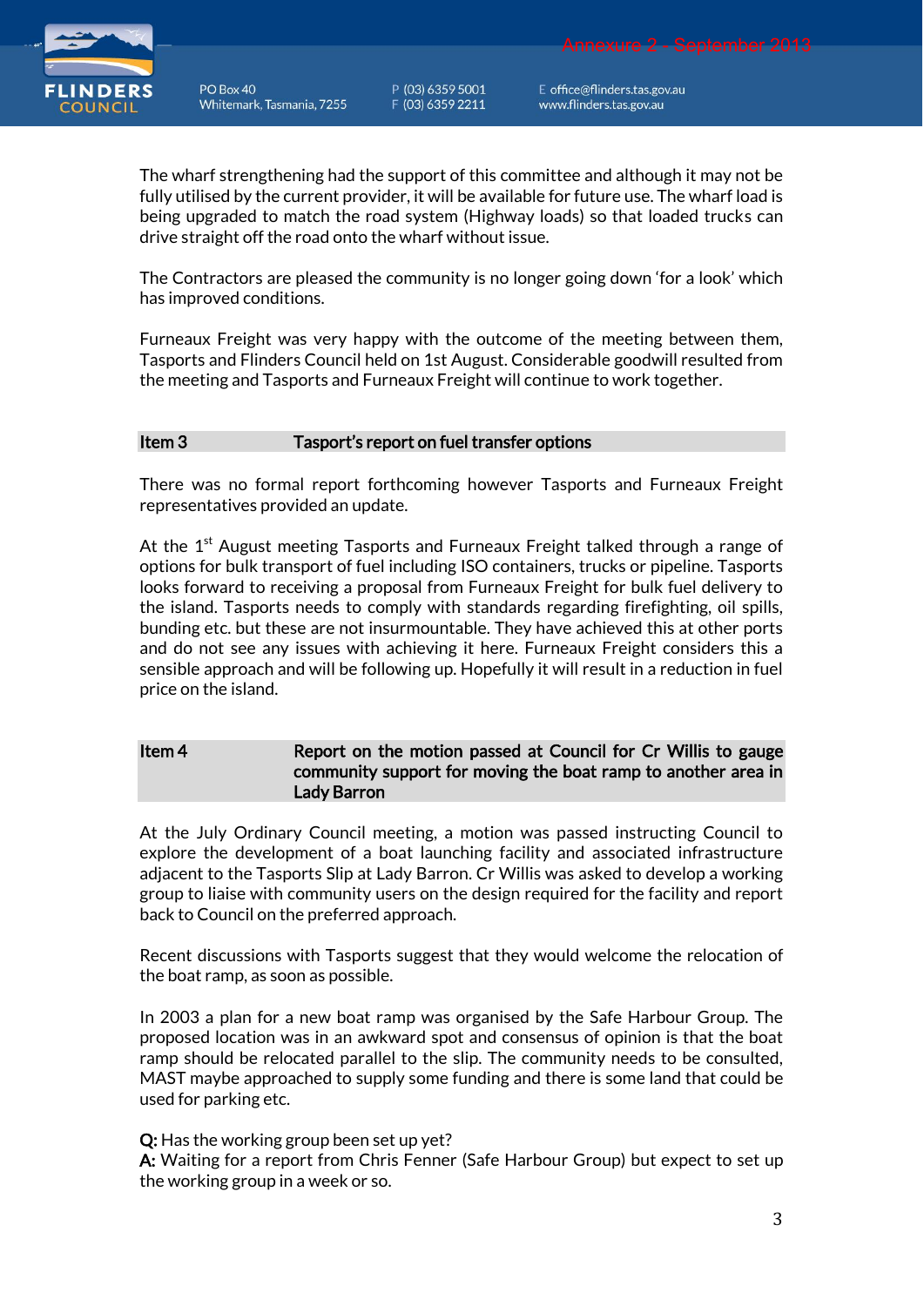The wharf strengthening had the support of this committee and although it may not be fully utilised by the current provider, it will be available for future use. The wharf load is being upgraded to match the road system (Highway loads) so that loaded trucks can drive straight off the road onto the wharf without issue.

The Contractors are pleased the community is no longer going down 'for a look' which has improved conditions.

Furneaux Freight was very happy with the outcome of the meeting between them, Tasports and Flinders Council held on 1st August. Considerable goodwill resulted from the meeting and Tasports and Furneaux Freight will continue to work together.

## Item 3 — Tasport's report on fuel transfer options

There was no formal report forthcoming however Tasports and Furneaux Freight representatives provided an update.

At the 1st August meeting Tasports and Furneaux Freight talked through a range of options for bulk transport of fuel including ISO containers, trucks or pipeline. Tasports looks forward to receiving a proposal from Furneaux Freight for bulk fuel delivery to the island. Tasports needs to comply with standards regarding firefighting, oil spills, bunding etc. but these are not insurmountable. They have achieved this at other ports and do not see any issues with achieving it here. Furneaux Freight considers this a sensible approach and will be following up. Hopefully it will result in a reduction in fuel price on the island.

## Item 4 — Report on the motion passed at Council for Cr Willis to gauge community support for moving the boat ramp to another area in Lady Barron

At the July Ordinary Council meeting, a motion was passed instructing Council to explore the development of a boat launching facility and associated infrastructure adjacent to the Tasports Slip at Lady Barron. Cr Willis was asked to develop a working group to liaise with community users on the design required for the facility and report back to Council on the preferred approach.

Recent discussions with Tasports suggest that they would welcome the relocation of the boat ramp, as soon as possible.

In 2003 a plan for a new boat ramp was organised by the Safe Harbour Group. The proposed location was in an awkward spot and consensus of opinion is that the boat ramp should be relocated parallel to the slip. The community needs to be consulted, MAST maybe approached to supply some funding and there is some land that could be used for parking etc.

**Q:** Has the working group been set up yet?
**A:** Waiting for a report from Chris Fenner (Safe Harbour Group) but expect to set up the working group in a week or so.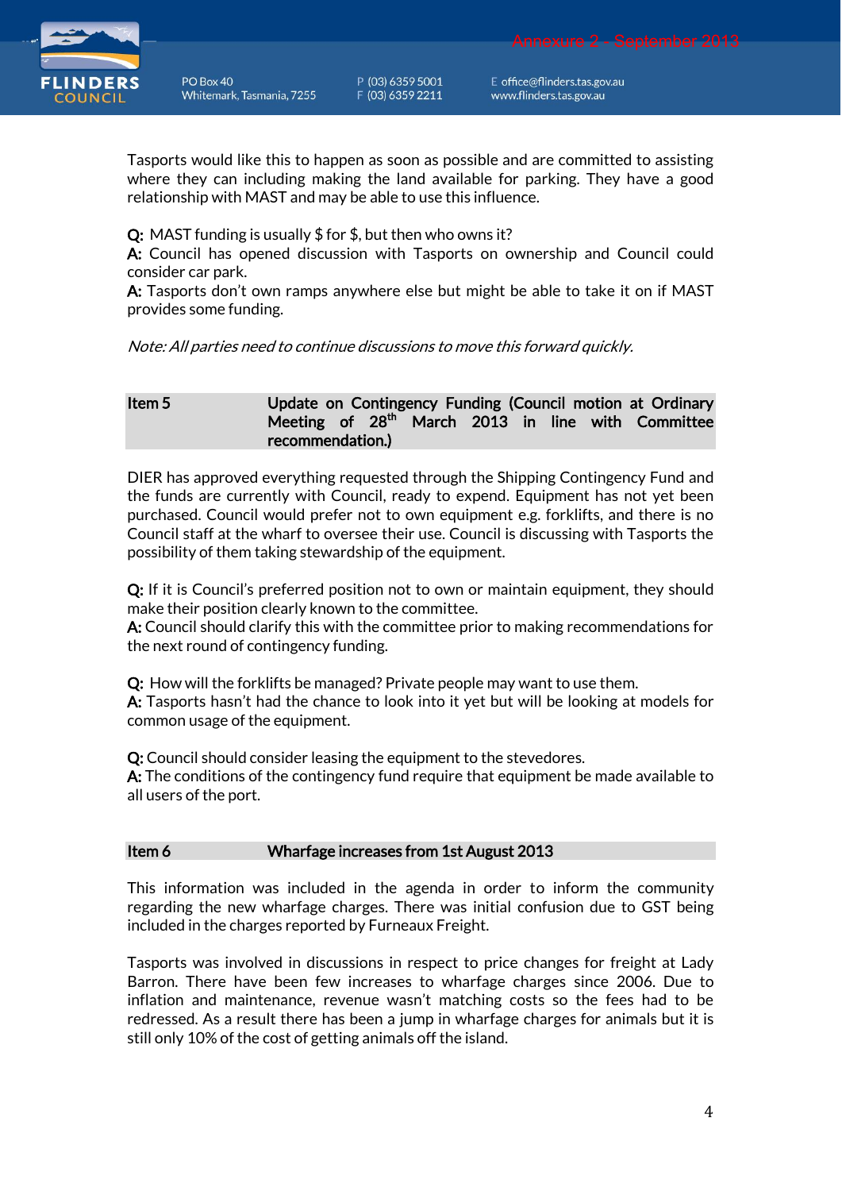Tasports would like this to happen as soon as possible and are committed to assisting where they can including making the land available for parking. They have a good relationship with MAST and may be able to use this influence.

**Q:** MAST funding is usually $ for $, but then who owns it?
**A:** Council has opened discussion with Tasports on ownership and Council could consider car park.
**A:** Tasports don't own ramps anywhere else but might be able to take it on if MAST provides some funding.

*Note: All parties need to continue discussions to move this forward quickly.*

| Item 5 | Update on Contingency Funding (Council motion at Ordinary Meeting of 28th March 2013 in line with Committee recommendation.) |
|---|---|

DIER has approved everything requested through the Shipping Contingency Fund and the funds are currently with Council, ready to expend. Equipment has not yet been purchased. Council would prefer not to own equipment e.g. forklifts, and there is no Council staff at the wharf to oversee their use. Council is discussing with Tasports the possibility of them taking stewardship of the equipment.

**Q:** If it is Council's preferred position not to own or maintain equipment, they should make their position clearly known to the committee.
**A:** Council should clarify this with the committee prior to making recommendations for the next round of contingency funding.

**Q:** How will the forklifts be managed? Private people may want to use them.
**A:** Tasports hasn't had the chance to look into it yet but will be looking at models for common usage of the equipment.

**Q:** Council should consider leasing the equipment to the stevedores.
**A:** The conditions of the contingency fund require that equipment be made available to all users of the port.

| Item 6 | Wharfage increases from 1st August 2013 |
|---|---|

This information was included in the agenda in order to inform the community regarding the new wharfage charges. There was initial confusion due to GST being included in the charges reported by Furneaux Freight.

Tasports was involved in discussions in respect to price changes for freight at Lady Barron. There have been few increases to wharfage charges since 2006. Due to inflation and maintenance, revenue wasn't matching costs so the fees had to be redressed. As a result there has been a jump in wharfage charges for animals but it is still only 10% of the cost of getting animals off the island.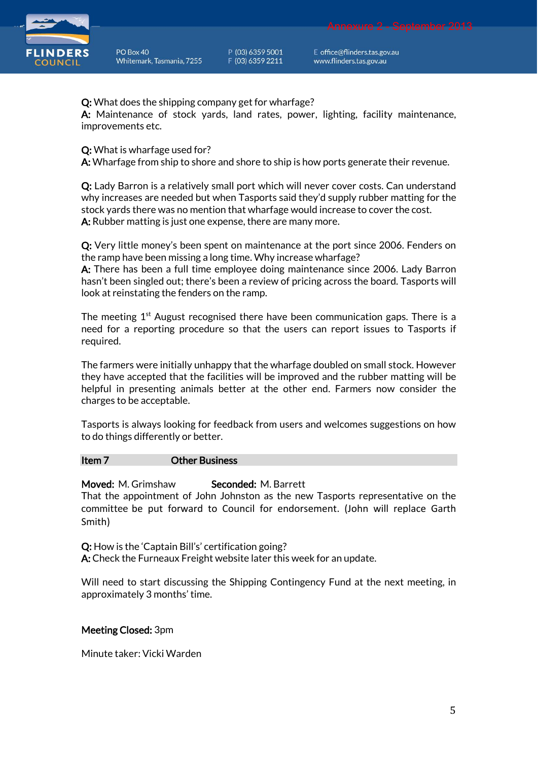**Q:** What does the shipping company get for wharfage?
**A:** Maintenance of stock yards, land rates, power, lighting, facility maintenance, improvements etc.

**Q:** What is wharfage used for?
**A:** Wharfage from ship to shore and shore to ship is how ports generate their revenue.

**Q:** Lady Barron is a relatively small port which will never cover costs. Can understand why increases are needed but when Tasports said they'd supply rubber matting for the stock yards there was no mention that wharfage would increase to cover the cost.
**A:** Rubber matting is just one expense, there are many more.

**Q:** Very little money's been spent on maintenance at the port since 2006. Fenders on the ramp have been missing a long time. Why increase wharfage?
**A:** There has been a full time employee doing maintenance since 2006. Lady Barron hasn't been singled out; there's been a review of pricing across the board. Tasports will look at reinstating the fenders on the ramp.

The meeting 1st August recognised there have been communication gaps. There is a need for a reporting procedure so that the users can report issues to Tasports if required.

The farmers were initially unhappy that the wharfage doubled on small stock. However they have accepted that the facilities will be improved and the rubber matting will be helpful in presenting animals better at the other end. Farmers now consider the charges to be acceptable.

Tasports is always looking for feedback from users and welcomes suggestions on how to do things differently or better.

## Item 7 Other Business

**Moved:** M. Grimshaw **Seconded:** M. Barrett
That the appointment of John Johnston as the new Tasports representative on the committee be put forward to Council for endorsement. (John will replace Garth Smith)

**Q:** How is the 'Captain Bill's' certification going?
**A:** Check the Furneaux Freight website later this week for an update.

Will need to start discussing the Shipping Contingency Fund at the next meeting, in approximately 3 months' time.

**Meeting Closed:** 3pm

Minute taker: Vicki Warden